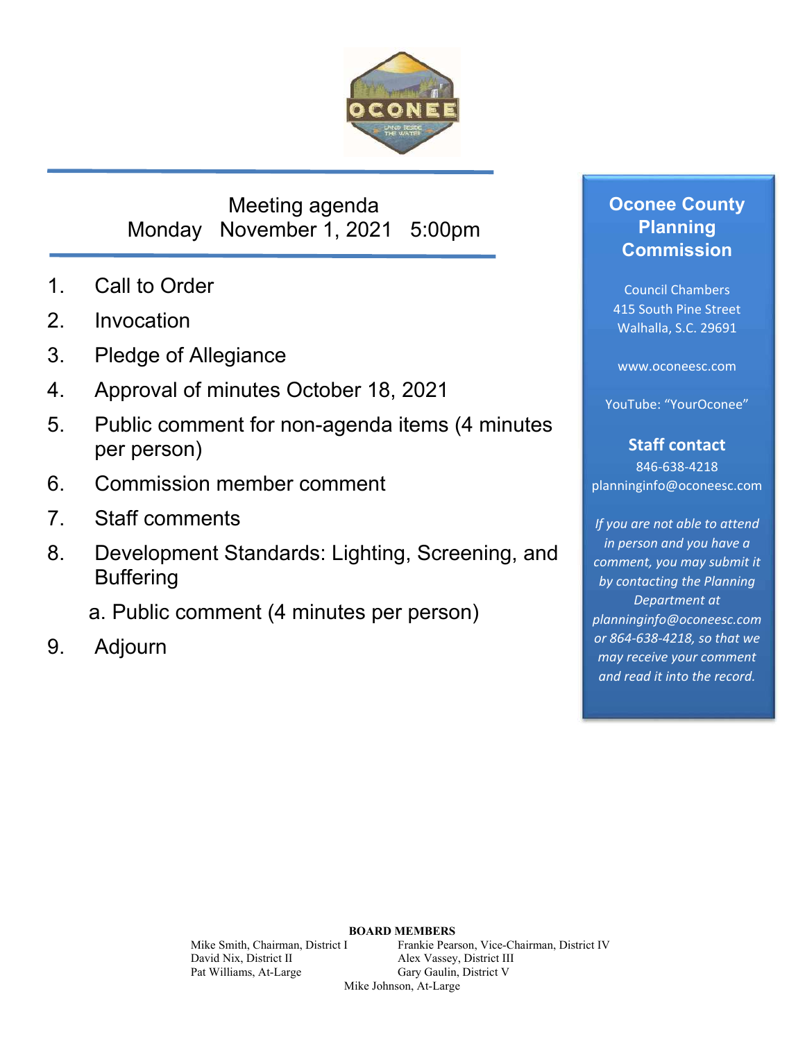# Meeting agenda

Monday November 1, 2021 5:00pm

1. Call to Order
2. Invocation
3. Pledge of Allegiance
4. Approval of minutes October 18, 2021
5. Public comment for non-agenda items (4 minutes per person)
6. Commission member comment
7. Staff comments
8. Development Standards: Lighting, Screening, and Buffering
   a. Public comment (4 minutes per person)
9. Adjourn

## Oconee County Planning Commission

Council Chambers
415 South Pine Street
Walhalla, S.C. 29691

www.oconeesc.com

YouTube: "YourOconee"

**Staff contact**
846-638-4218
planninginfo@oconeesc.com

*If you are not able to attend in person and you have a comment, you may submit it by contacting the Planning Department at planninginfo@oconeesc.com or 864-638-4218, so that we may receive your comment and read it into the record.*

**BOARD MEMBERS**

Mike Smith, Chairman, District I
Frankie Pearson, Vice-Chairman, District IV
David Nix, District II
Alex Vassey, District III
Pat Williams, At-Large
Gary Gaulin, District V
Mike Johnson, At-Large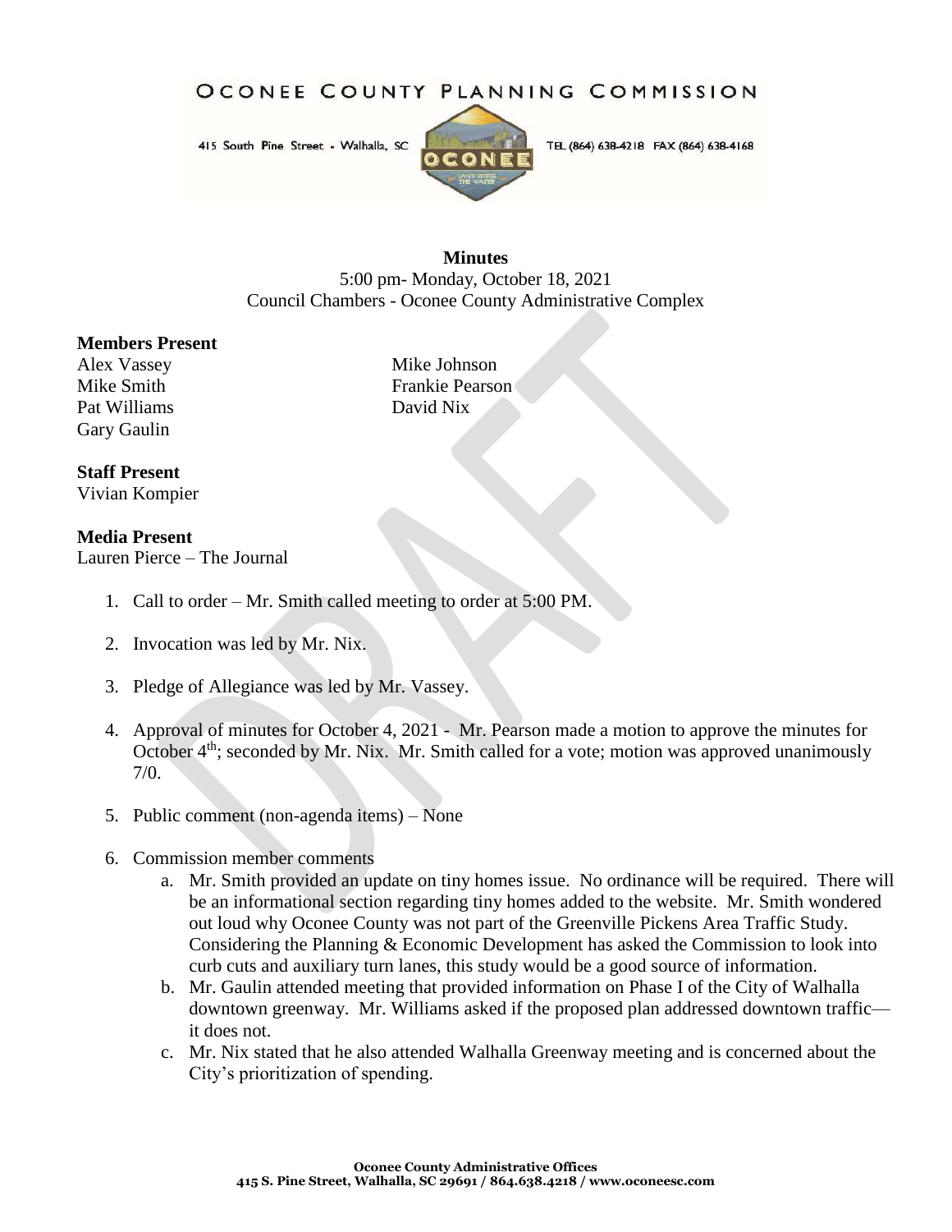# OCONEE COUNTY PLANNING COMMISSION

415 South Pine Street - Walhalla, SC    TEL (864) 638-4218 FAX (864) 638-4168

**Minutes**
5:00 pm- Monday, October 18, 2021
Council Chambers - Oconee County Administrative Complex

**Members Present**
Alex Vassey
Mike Smith
Pat Williams
Gary Gaulin
Mike Johnson
Frankie Pearson
David Nix

**Staff Present**
Vivian Kompier

**Media Present**
Lauren Pierce – The Journal

1. Call to order – Mr. Smith called meeting to order at 5:00 PM.
2. Invocation was led by Mr. Nix.
3. Pledge of Allegiance was led by Mr. Vassey.
4. Approval of minutes for October 4, 2021 - Mr. Pearson made a motion to approve the minutes for October 4th; seconded by Mr. Nix. Mr. Smith called for a vote; motion was approved unanimously 7/0.
5. Public comment (non-agenda items) – None
6. Commission member comments
   a. Mr. Smith provided an update on tiny homes issue. No ordinance will be required. There will be an informational section regarding tiny homes added to the website. Mr. Smith wondered out loud why Oconee County was not part of the Greenville Pickens Area Traffic Study. Considering the Planning & Economic Development has asked the Commission to look into curb cuts and auxiliary turn lanes, this study would be a good source of information.
   b. Mr. Gaulin attended meeting that provided information on Phase I of the City of Walhalla downtown greenway. Mr. Williams asked if the proposed plan addressed downtown traffic—it does not.
   c. Mr. Nix stated that he also attended Walhalla Greenway meeting and is concerned about the City's prioritization of spending.

**Oconee County Administrative Offices**
**415 S. Pine Street, Walhalla, SC 29691 / 864.638.4218 / www.oconeesc.com**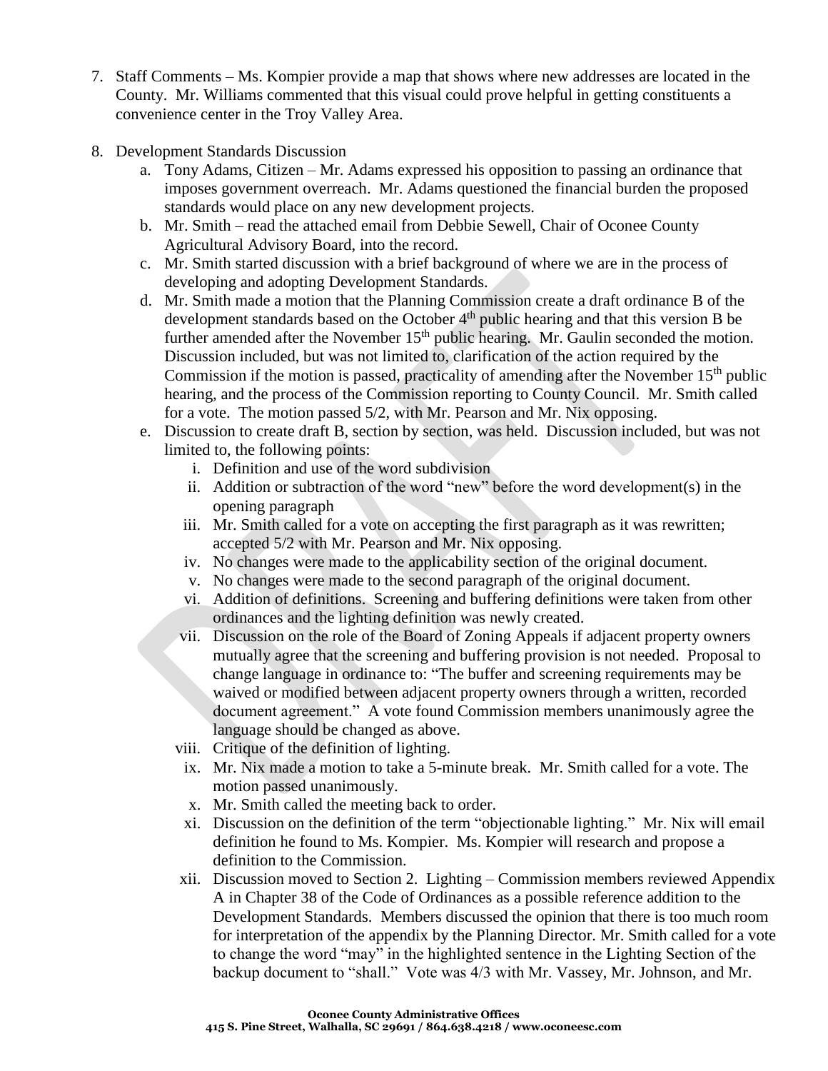7. Staff Comments – Ms. Kompier provide a map that shows where new addresses are located in the County. Mr. Williams commented that this visual could prove helpful in getting constituents a convenience center in the Troy Valley Area.

8. Development Standards Discussion
   a. Tony Adams, Citizen – Mr. Adams expressed his opposition to passing an ordinance that imposes government overreach. Mr. Adams questioned the financial burden the proposed standards would place on any new development projects.
   b. Mr. Smith – read the attached email from Debbie Sewell, Chair of Oconee County Agricultural Advisory Board, into the record.
   c. Mr. Smith started discussion with a brief background of where we are in the process of developing and adopting Development Standards.
   d. Mr. Smith made a motion that the Planning Commission create a draft ordinance B of the development standards based on the October 4th public hearing and that this version B be further amended after the November 15th public hearing. Mr. Gaulin seconded the motion. Discussion included, but was not limited to, clarification of the action required by the Commission if the motion is passed, practicality of amending after the November 15th public hearing, and the process of the Commission reporting to County Council. Mr. Smith called for a vote. The motion passed 5/2, with Mr. Pearson and Mr. Nix opposing.
   e. Discussion to create draft B, section by section, was held. Discussion included, but was not limited to, the following points:
      i. Definition and use of the word subdivision
      ii. Addition or subtraction of the word "new" before the word development(s) in the opening paragraph
      iii. Mr. Smith called for a vote on accepting the first paragraph as it was rewritten; accepted 5/2 with Mr. Pearson and Mr. Nix opposing.
      iv. No changes were made to the applicability section of the original document.
      v. No changes were made to the second paragraph of the original document.
      vi. Addition of definitions. Screening and buffering definitions were taken from other ordinances and the lighting definition was newly created.
      vii. Discussion on the role of the Board of Zoning Appeals if adjacent property owners mutually agree that the screening and buffering provision is not needed. Proposal to change language in ordinance to: "The buffer and screening requirements may be waived or modified between adjacent property owners through a written, recorded document agreement." A vote found Commission members unanimously agree the language should be changed as above.
      viii. Critique of the definition of lighting.
      ix. Mr. Nix made a motion to take a 5-minute break. Mr. Smith called for a vote. The motion passed unanimously.
      x. Mr. Smith called the meeting back to order.
      xi. Discussion on the definition of the term "objectionable lighting." Mr. Nix will email definition he found to Ms. Kompier. Ms. Kompier will research and propose a definition to the Commission.
      xii. Discussion moved to Section 2. Lighting – Commission members reviewed Appendix A in Chapter 38 of the Code of Ordinances as a possible reference addition to the Development Standards. Members discussed the opinion that there is too much room for interpretation of the appendix by the Planning Director. Mr. Smith called for a vote to change the word "may" in the highlighted sentence in the Lighting Section of the backup document to "shall." Vote was 4/3 with Mr. Vassey, Mr. Johnson, and Mr.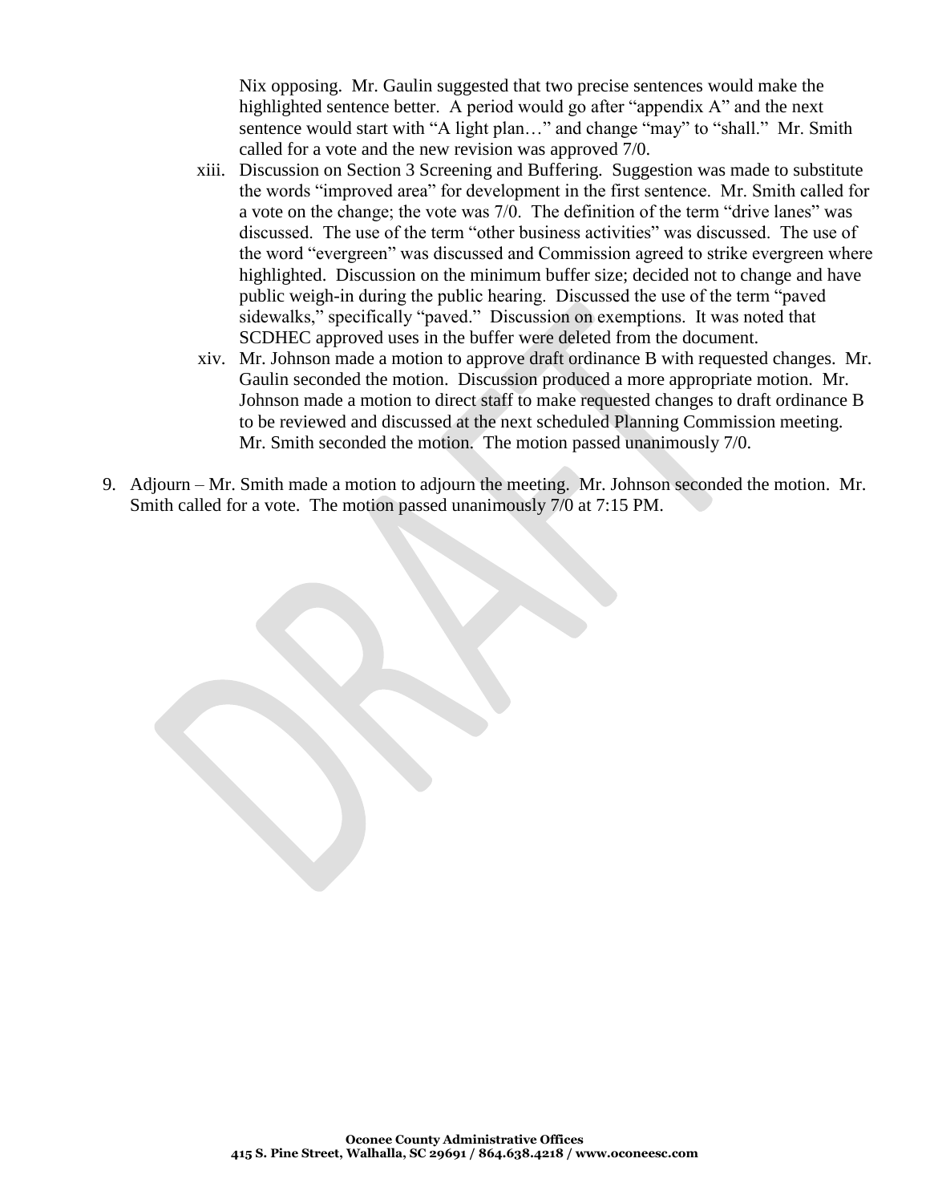Nix opposing. Mr. Gaulin suggested that two precise sentences would make the highlighted sentence better. A period would go after "appendix A" and the next sentence would start with "A light plan…" and change "may" to "shall." Mr. Smith called for a vote and the new revision was approved 7/0.

xiii. Discussion on Section 3 Screening and Buffering. Suggestion was made to substitute the words "improved area" for development in the first sentence. Mr. Smith called for a vote on the change; the vote was 7/0. The definition of the term "drive lanes" was discussed. The use of the term "other business activities" was discussed. The use of the word "evergreen" was discussed and Commission agreed to strike evergreen where highlighted. Discussion on the minimum buffer size; decided not to change and have public weigh-in during the public hearing. Discussed the use of the term "paved sidewalks," specifically "paved." Discussion on exemptions. It was noted that SCDHEC approved uses in the buffer were deleted from the document.

xiv. Mr. Johnson made a motion to approve draft ordinance B with requested changes. Mr. Gaulin seconded the motion. Discussion produced a more appropriate motion. Mr. Johnson made a motion to direct staff to make requested changes to draft ordinance B to be reviewed and discussed at the next scheduled Planning Commission meeting. Mr. Smith seconded the motion. The motion passed unanimously 7/0.

9. Adjourn – Mr. Smith made a motion to adjourn the meeting. Mr. Johnson seconded the motion. Mr. Smith called for a vote. The motion passed unanimously 7/0 at 7:15 PM.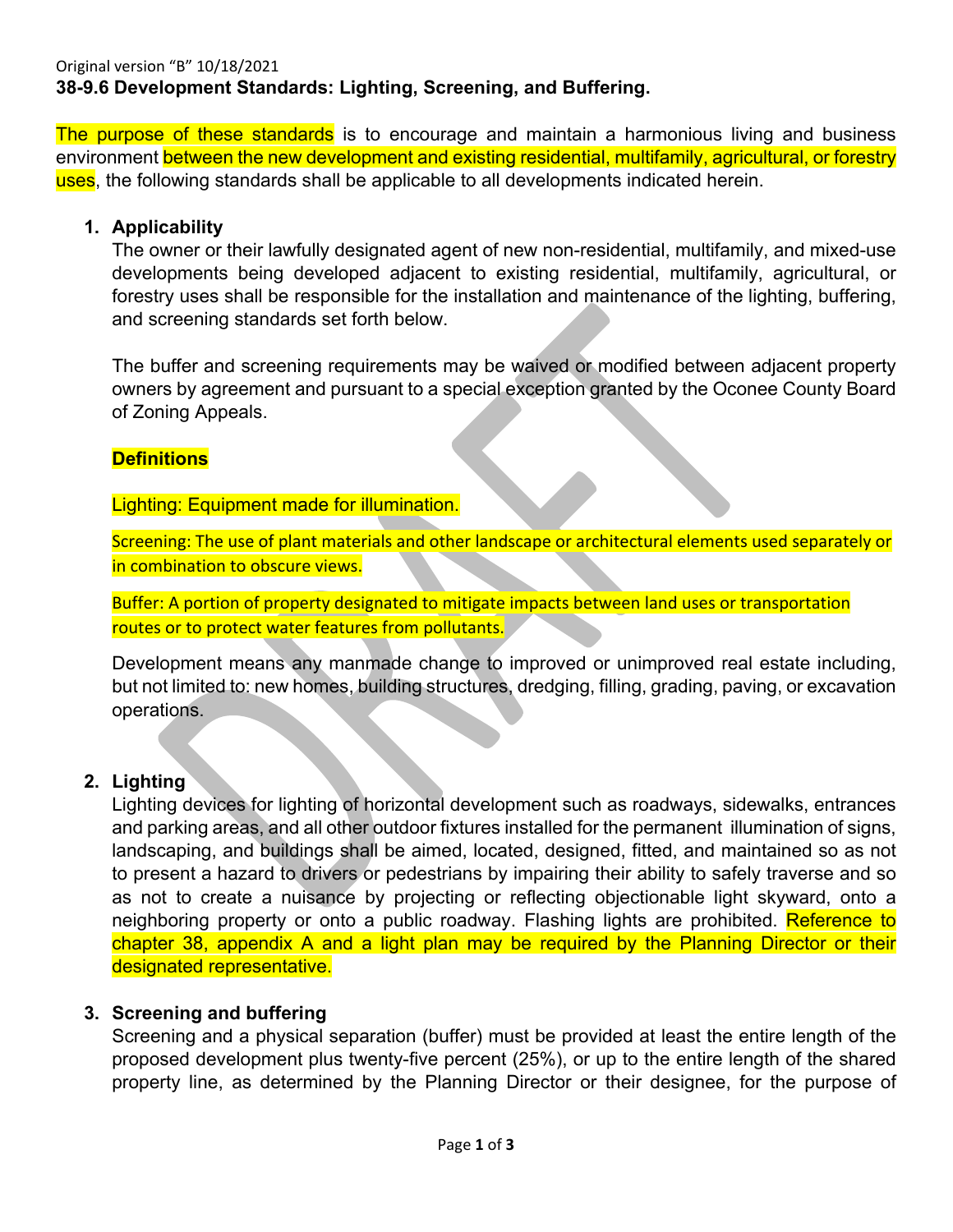Original version "B" 10/18/2021

**38-9.6 Development Standards: Lighting, Screening, and Buffering.**

The purpose of these standards is to encourage and maintain a harmonious living and business environment between the new development and existing residential, multifamily, agricultural, or forestry uses, the following standards shall be applicable to all developments indicated herein.

1. **Applicability**

   The owner or their lawfully designated agent of new non-residential, multifamily, and mixed-use developments being developed adjacent to existing residential, multifamily, agricultural, or forestry uses shall be responsible for the installation and maintenance of the lighting, buffering, and screening standards set forth below.

   The buffer and screening requirements may be waived or modified between adjacent property owners by agreement and pursuant to a special exception granted by the Oconee County Board of Zoning Appeals.

   **Definitions**

   Lighting: Equipment made for illumination.

   Screening: The use of plant materials and other landscape or architectural elements used separately or in combination to obscure views.

   Buffer: A portion of property designated to mitigate impacts between land uses or transportation routes or to protect water features from pollutants.

   Development means any manmade change to improved or unimproved real estate including, but not limited to: new homes, building structures, dredging, filling, grading, paving, or excavation operations.

2. **Lighting**

   Lighting devices for lighting of horizontal development such as roadways, sidewalks, entrances and parking areas, and all other outdoor fixtures installed for the permanent illumination of signs, landscaping, and buildings shall be aimed, located, designed, fitted, and maintained so as not to present a hazard to drivers or pedestrians by impairing their ability to safely traverse and so as not to create a nuisance by projecting or reflecting objectionable light skyward, onto a neighboring property or onto a public roadway. Flashing lights are prohibited. Reference to chapter 38, appendix A and a light plan may be required by the Planning Director or their designated representative.

3. **Screening and buffering**

   Screening and a physical separation (buffer) must be provided at least the entire length of the proposed development plus twenty-five percent (25%), or up to the entire length of the shared property line, as determined by the Planning Director or their designee, for the purpose of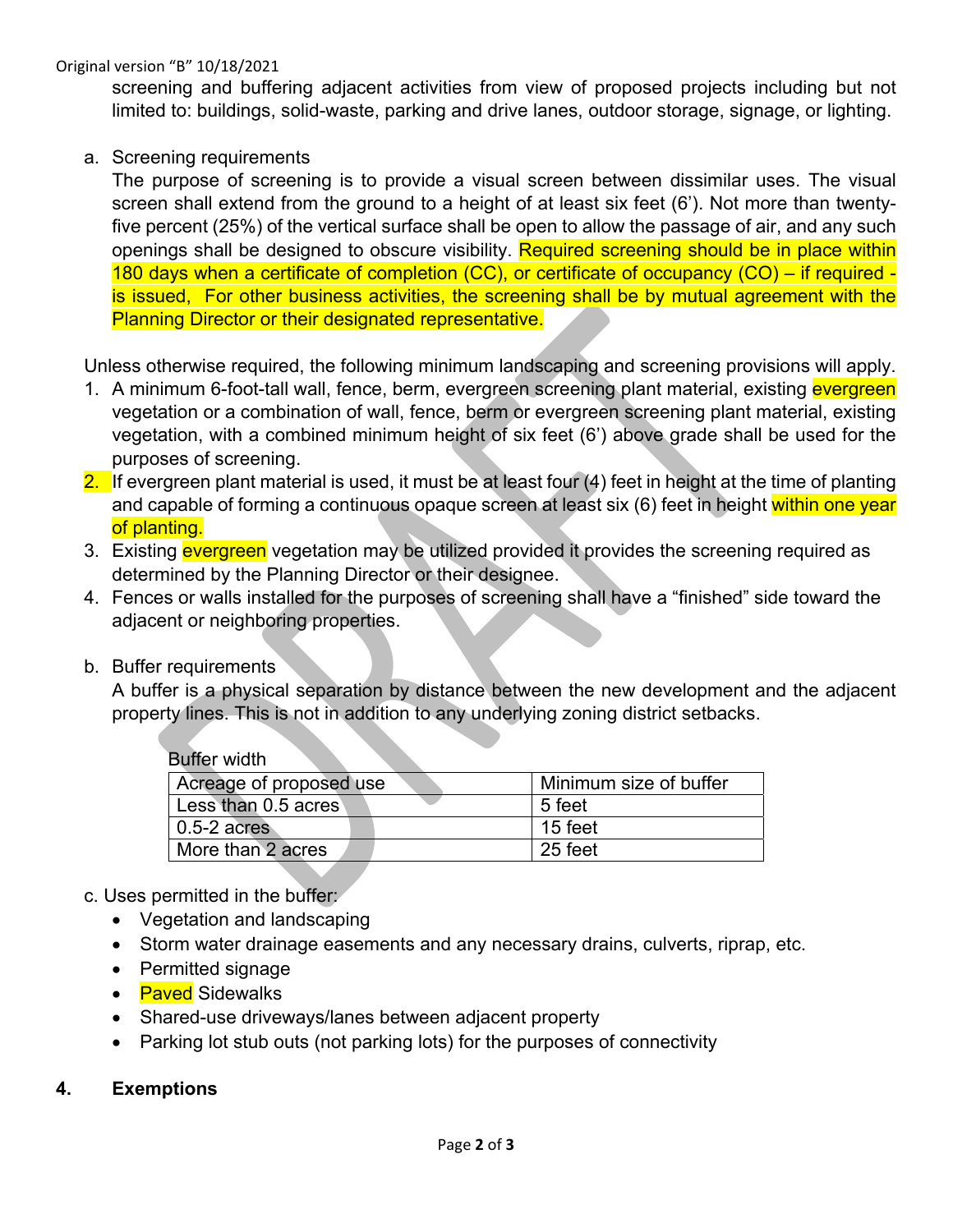screening and buffering adjacent activities from view of proposed projects including but not limited to: buildings, solid-waste, parking and drive lanes, outdoor storage, signage, or lighting.

a. Screening requirements

The purpose of screening is to provide a visual screen between dissimilar uses. The visual screen shall extend from the ground to a height of at least six feet (6'). Not more than twenty-five percent (25%) of the vertical surface shall be open to allow the passage of air, and any such openings shall be designed to obscure visibility. Required screening should be in place within 180 days when a certificate of completion (CC), or certificate of occupancy (CO) – if required - is issued, For other business activities, the screening shall be by mutual agreement with the Planning Director or their designated representative.

Unless otherwise required, the following minimum landscaping and screening provisions will apply.

1. A minimum 6-foot-tall wall, fence, berm, evergreen screening plant material, existing evergreen vegetation or a combination of wall, fence, berm or evergreen screening plant material, existing vegetation, with a combined minimum height of six feet (6') above grade shall be used for the purposes of screening.
2. If evergreen plant material is used, it must be at least four (4) feet in height at the time of planting and capable of forming a continuous opaque screen at least six (6) feet in height within one year of planting.
3. Existing evergreen vegetation may be utilized provided it provides the screening required as determined by the Planning Director or their designee.
4. Fences or walls installed for the purposes of screening shall have a "finished" side toward the adjacent or neighboring properties.

b. Buffer requirements

A buffer is a physical separation by distance between the new development and the adjacent property lines. This is not in addition to any underlying zoning district setbacks.

Buffer width

| Acreage of proposed use | Minimum size of buffer |
| --- | --- |
| Less than 0.5 acres | 5 feet |
| 0.5-2 acres | 15 feet |
| More than 2 acres | 25 feet |

c. Uses permitted in the buffer:

- Vegetation and landscaping
- Storm water drainage easements and any necessary drains, culverts, riprap, etc.
- Permitted signage
- Paved Sidewalks
- Shared-use driveways/lanes between adjacent property
- Parking lot stub outs (not parking lots) for the purposes of connectivity

**4. Exemptions**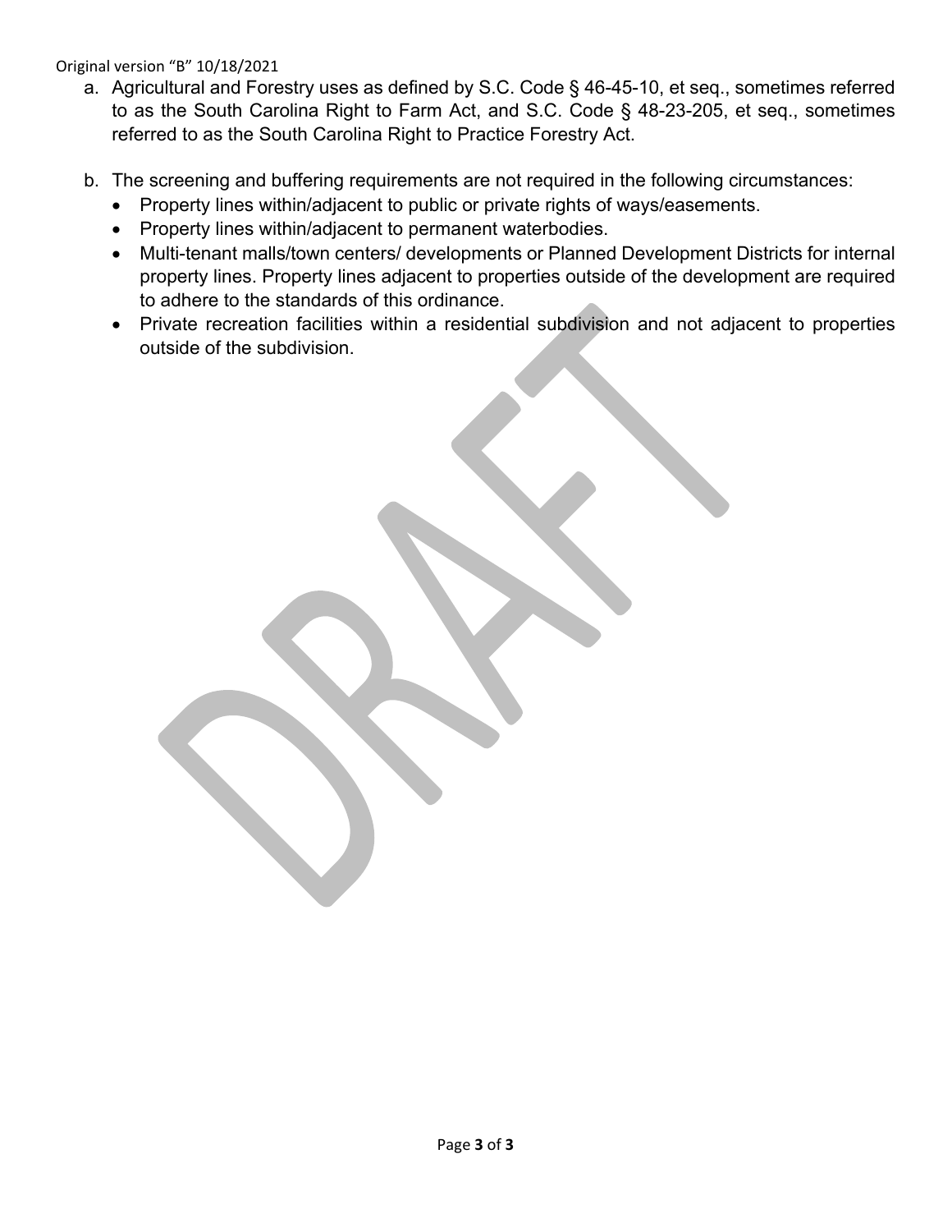a. Agricultural and Forestry uses as defined by S.C. Code § 46-45-10, et seq., sometimes referred to as the South Carolina Right to Farm Act, and S.C. Code § 48-23-205, et seq., sometimes referred to as the South Carolina Right to Practice Forestry Act.

b. The screening and buffering requirements are not required in the following circumstances:
   - Property lines within/adjacent to public or private rights of ways/easements.
   - Property lines within/adjacent to permanent waterbodies.
   - Multi-tenant malls/town centers/ developments or Planned Development Districts for internal property lines. Property lines adjacent to properties outside of the development are required to adhere to the standards of this ordinance.
   - Private recreation facilities within a residential subdivision and not adjacent to properties outside of the subdivision.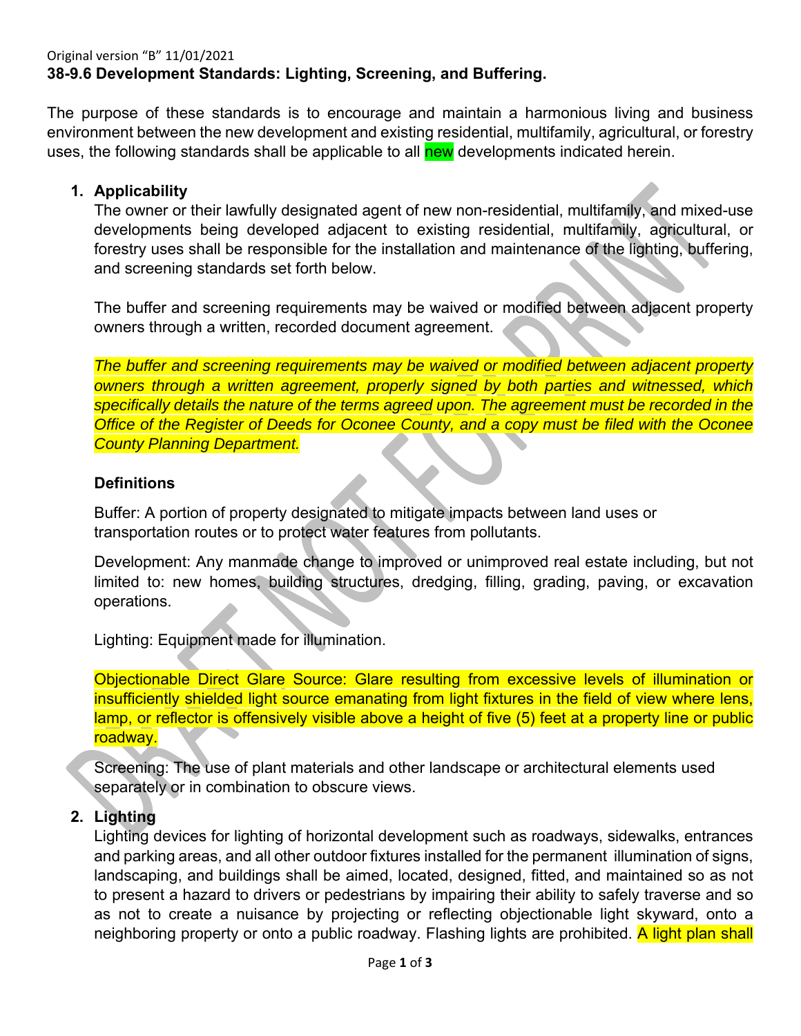Original version "B" 11/01/2021

## 38-9.6 Development Standards: Lighting, Screening, and Buffering.

The purpose of these standards is to encourage and maintain a harmonious living and business environment between the new development and existing residential, multifamily, agricultural, or forestry uses, the following standards shall be applicable to all new developments indicated herein.

1. **Applicability**

   The owner or their lawfully designated agent of new non-residential, multifamily, and mixed-use developments being developed adjacent to existing residential, multifamily, agricultural, or forestry uses shall be responsible for the installation and maintenance of the lighting, buffering, and screening standards set forth below.

   The buffer and screening requirements may be waived or modified between adjacent property owners through a written, recorded document agreement.

   *The buffer and screening requirements may be waived or modified between adjacent property owners through a written agreement, properly signed by both parties and witnessed, which specifically details the nature of the terms agreed upon. The agreement must be recorded in the Office of the Register of Deeds for Oconee County, and a copy must be filed with the Oconee County Planning Department.*

   **Definitions**

   Buffer: A portion of property designated to mitigate impacts between land uses or transportation routes or to protect water features from pollutants.

   Development: Any manmade change to improved or unimproved real estate including, but not limited to: new homes, building structures, dredging, filling, grading, paving, or excavation operations.

   Lighting: Equipment made for illumination.

   Objectionable Direct Glare Source: Glare resulting from excessive levels of illumination or insufficiently shielded light source emanating from light fixtures in the field of view where lens, lamp, or reflector is offensively visible above a height of five (5) feet at a property line or public roadway.

   Screening: The use of plant materials and other landscape or architectural elements used separately or in combination to obscure views.

2. **Lighting**

   Lighting devices for lighting of horizontal development such as roadways, sidewalks, entrances and parking areas, and all other outdoor fixtures installed for the permanent illumination of signs, landscaping, and buildings shall be aimed, located, designed, fitted, and maintained so as not to present a hazard to drivers or pedestrians by impairing their ability to safely traverse and so as not to create a nuisance by projecting or reflecting objectionable light skyward, onto a neighboring property or onto a public roadway. Flashing lights are prohibited. A light plan shall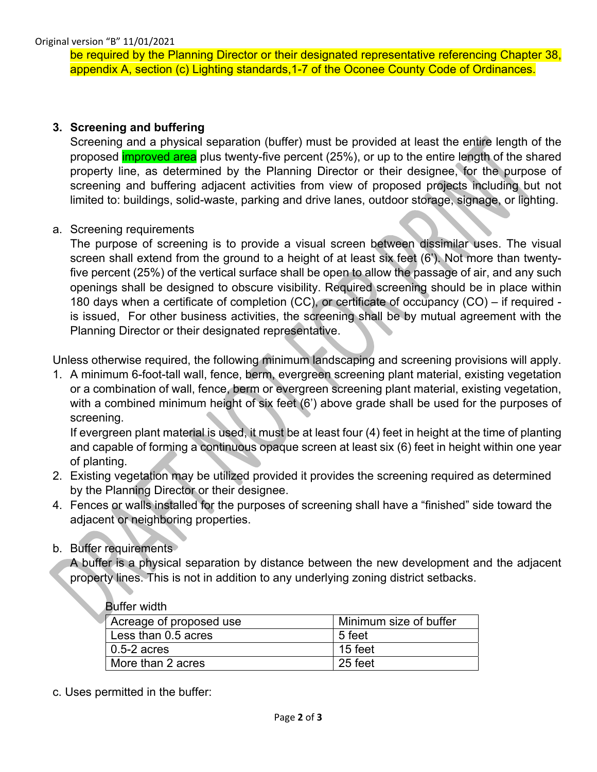Original version "B" 11/01/2021

be required by the Planning Director or their designated representative referencing Chapter 38, appendix A, section (c) Lighting standards,1-7 of the Oconee County Code of Ordinances.

**3. Screening and buffering**

Screening and a physical separation (buffer) must be provided at least the entire length of the proposed improved area plus twenty-five percent (25%), or up to the entire length of the shared property line, as determined by the Planning Director or their designee, for the purpose of screening and buffering adjacent activities from view of proposed projects including but not limited to: buildings, solid-waste, parking and drive lanes, outdoor storage, signage, or lighting.

a. Screening requirements

The purpose of screening is to provide a visual screen between dissimilar uses. The visual screen shall extend from the ground to a height of at least six feet (6'). Not more than twenty-five percent (25%) of the vertical surface shall be open to allow the passage of air, and any such openings shall be designed to obscure visibility. Required screening should be in place within 180 days when a certificate of completion (CC), or certificate of occupancy (CO) – if required - is issued, For other business activities, the screening shall be by mutual agreement with the Planning Director or their designated representative.

Unless otherwise required, the following minimum landscaping and screening provisions will apply.

1. A minimum 6-foot-tall wall, fence, berm, evergreen screening plant material, existing vegetation or a combination of wall, fence, berm or evergreen screening plant material, existing vegetation, with a combined minimum height of six feet (6') above grade shall be used for the purposes of screening.

   If evergreen plant material is used, it must be at least four (4) feet in height at the time of planting and capable of forming a continuous opaque screen at least six (6) feet in height within one year of planting.
2. Existing vegetation may be utilized provided it provides the screening required as determined by the Planning Director or their designee.
4. Fences or walls installed for the purposes of screening shall have a "finished" side toward the adjacent or neighboring properties.

b. Buffer requirements

A buffer is a physical separation by distance between the new development and the adjacent property lines. This is not in addition to any underlying zoning district setbacks.

Buffer width

| Acreage of proposed use | Minimum size of buffer |
|---|---|
| Less than 0.5 acres | 5 feet |
| 0.5-2 acres | 15 feet |
| More than 2 acres | 25 feet |

c. Uses permitted in the buffer: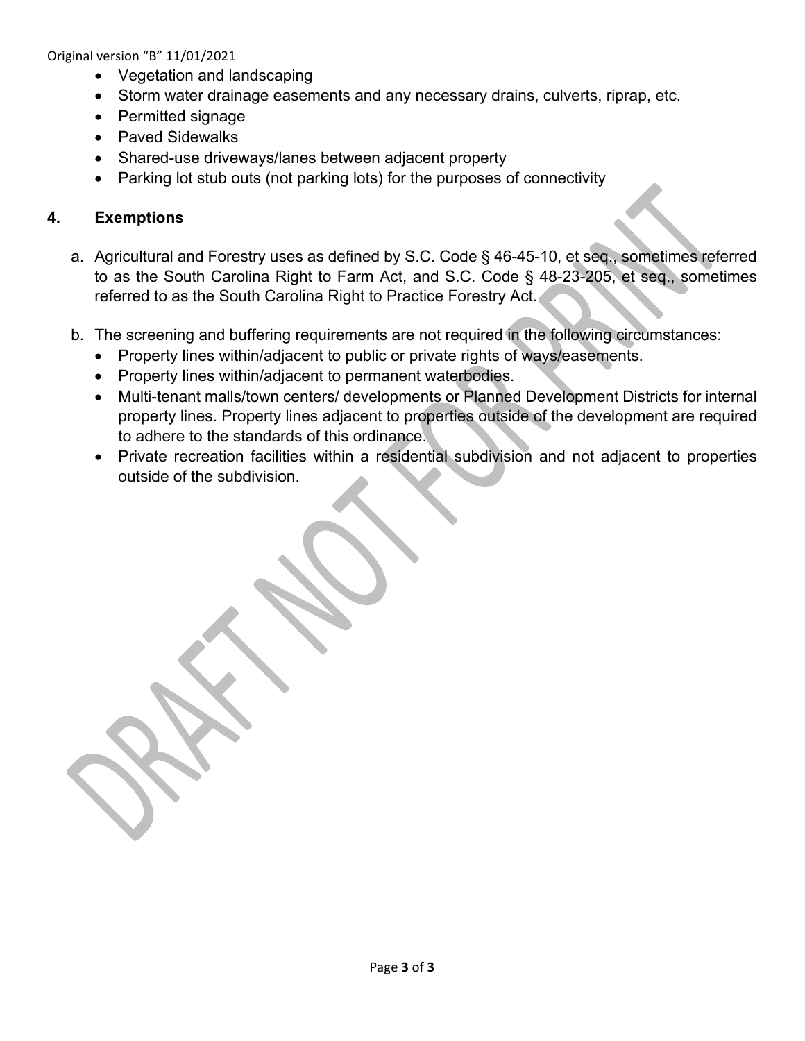- Vegetation and landscaping
- Storm water drainage easements and any necessary drains, culverts, riprap, etc.
- Permitted signage
- Paved Sidewalks
- Shared-use driveways/lanes between adjacent property
- Parking lot stub outs (not parking lots) for the purposes of connectivity

## 4. Exemptions

a. Agricultural and Forestry uses as defined by S.C. Code § 46-45-10, et seq., sometimes referred to as the South Carolina Right to Farm Act, and S.C. Code § 48-23-205, et seq., sometimes referred to as the South Carolina Right to Practice Forestry Act.

b. The screening and buffering requirements are not required in the following circumstances:
   - Property lines within/adjacent to public or private rights of ways/easements.
   - Property lines within/adjacent to permanent waterbodies.
   - Multi-tenant malls/town centers/ developments or Planned Development Districts for internal property lines. Property lines adjacent to properties outside of the development are required to adhere to the standards of this ordinance.
   - Private recreation facilities within a residential subdivision and not adjacent to properties outside of the subdivision.